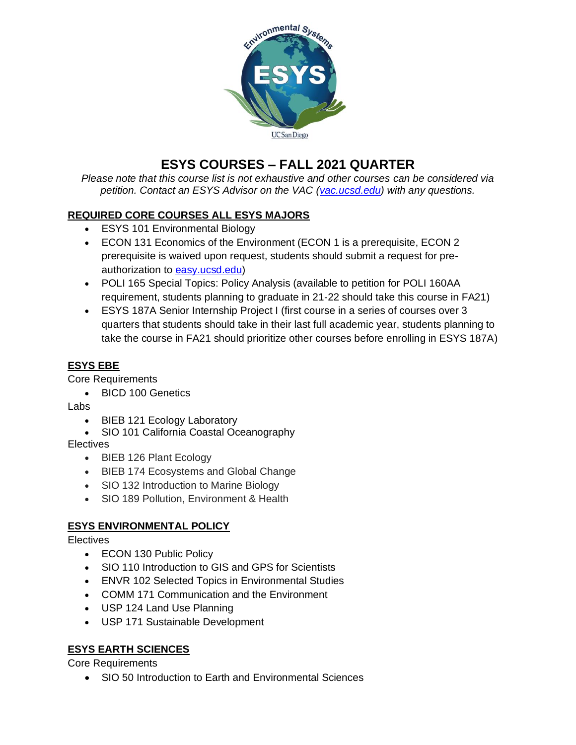# ESYS COURSES – FALL 2021 QUARTER

*Please note that this course list is not exhaustive and other courses can be considered via petition. Contact an ESYS Advisor on the VAC ([vac.ucsd.edu](vac.ucsd.edu)) with any questions.*

## REQUIRED CORE COURSES ALL ESYS MAJORS

- ESYS 101 Environmental Biology
- ECON 131 Economics of the Environment (ECON 1 is a prerequisite, ECON 2 prerequisite is waived upon request, students should submit a request for pre-authorization to [easy.ucsd.edu](easy.ucsd.edu))
- POLI 165 Special Topics: Policy Analysis (available to petition for POLI 160AA requirement, students planning to graduate in 21-22 should take this course in FA21)
- ESYS 187A Senior Internship Project I (first course in a series of courses over 3 quarters that students should take in their last full academic year, students planning to take the course in FA21 should prioritize other courses before enrolling in ESYS 187A)

## ESYS EBE

Core Requirements

- BICD 100 Genetics

Labs

- BIEB 121 Ecology Laboratory
- SIO 101 California Coastal Oceanography

Electives

- BIEB 126 Plant Ecology
- BIEB 174 Ecosystems and Global Change
- SIO 132 Introduction to Marine Biology
- SIO 189 Pollution, Environment & Health

## ESYS ENVIRONMENTAL POLICY

Electives

- ECON 130 Public Policy
- SIO 110 Introduction to GIS and GPS for Scientists
- ENVR 102 Selected Topics in Environmental Studies
- COMM 171 Communication and the Environment
- USP 124 Land Use Planning
- USP 171 Sustainable Development

## ESYS EARTH SCIENCES

Core Requirements

- SIO 50 Introduction to Earth and Environmental Sciences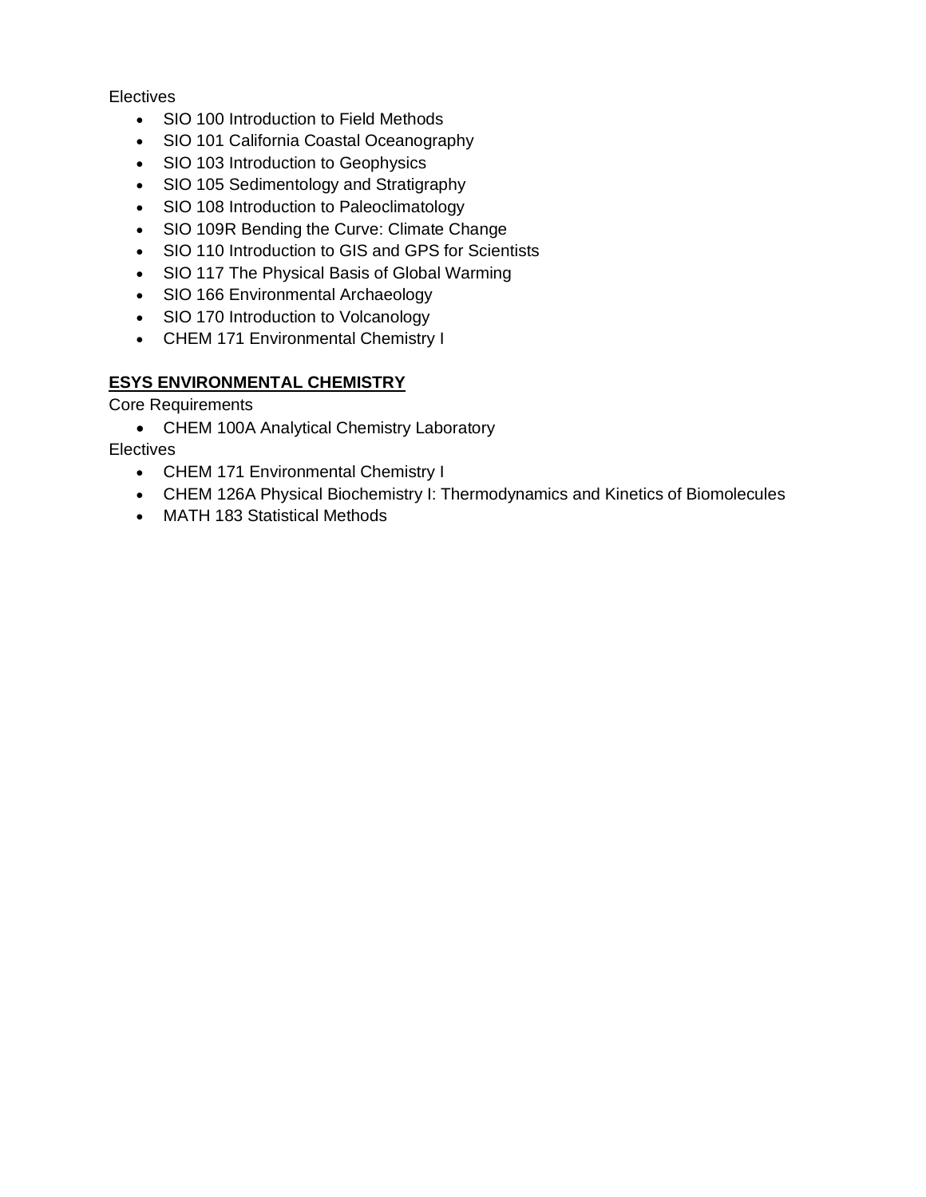Electives

- SIO 100 Introduction to Field Methods
- SIO 101 California Coastal Oceanography
- SIO 103 Introduction to Geophysics
- SIO 105 Sedimentology and Stratigraphy
- SIO 108 Introduction to Paleoclimatology
- SIO 109R Bending the Curve: Climate Change
- SIO 110 Introduction to GIS and GPS for Scientists
- SIO 117 The Physical Basis of Global Warming
- SIO 166 Environmental Archaeology
- SIO 170 Introduction to Volcanology
- CHEM 171 Environmental Chemistry I

**ESYS ENVIRONMENTAL CHEMISTRY**

Core Requirements

- CHEM 100A Analytical Chemistry Laboratory

Electives

- CHEM 171 Environmental Chemistry I
- CHEM 126A Physical Biochemistry I: Thermodynamics and Kinetics of Biomolecules
- MATH 183 Statistical Methods